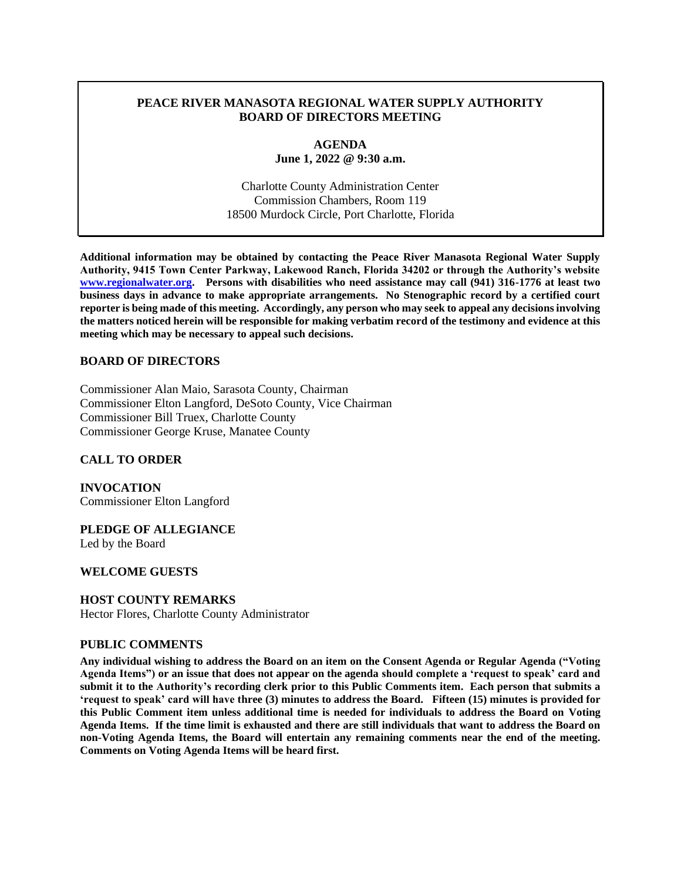# PEACE RIVER MANASOTA REGIONAL WATER SUPPLY AUTHORITY BOARD OF DIRECTORS MEETING

## AGENDA
**June 1, 2022 @ 9:30 a.m.**

Charlotte County Administration Center
Commission Chambers, Room 119
18500 Murdock Circle, Port Charlotte, Florida

**Additional information may be obtained by contacting the Peace River Manasota Regional Water Supply Authority, 9415 Town Center Parkway, Lakewood Ranch, Florida 34202 or through the Authority's website www.regionalwater.org. Persons with disabilities who need assistance may call (941) 316-1776 at least two business days in advance to make appropriate arrangements. No Stenographic record by a certified court reporter is being made of this meeting. Accordingly, any person who may seek to appeal any decisions involving the matters noticed herein will be responsible for making verbatim record of the testimony and evidence at this meeting which may be necessary to appeal such decisions.**

## BOARD OF DIRECTORS

Commissioner Alan Maio, Sarasota County, Chairman
Commissioner Elton Langford, DeSoto County, Vice Chairman
Commissioner Bill Truex, Charlotte County
Commissioner George Kruse, Manatee County

## CALL TO ORDER

## INVOCATION
Commissioner Elton Langford

## PLEDGE OF ALLEGIANCE
Led by the Board

## WELCOME GUESTS

## HOST COUNTY REMARKS
Hector Flores, Charlotte County Administrator

## PUBLIC COMMENTS

**Any individual wishing to address the Board on an item on the Consent Agenda or Regular Agenda ("Voting Agenda Items") or an issue that does not appear on the agenda should complete a 'request to speak' card and submit it to the Authority's recording clerk prior to this Public Comments item. Each person that submits a 'request to speak' card will have three (3) minutes to address the Board. Fifteen (15) minutes is provided for this Public Comment item unless additional time is needed for individuals to address the Board on Voting Agenda Items. If the time limit is exhausted and there are still individuals that want to address the Board on non-Voting Agenda Items, the Board will entertain any remaining comments near the end of the meeting. Comments on Voting Agenda Items will be heard first.**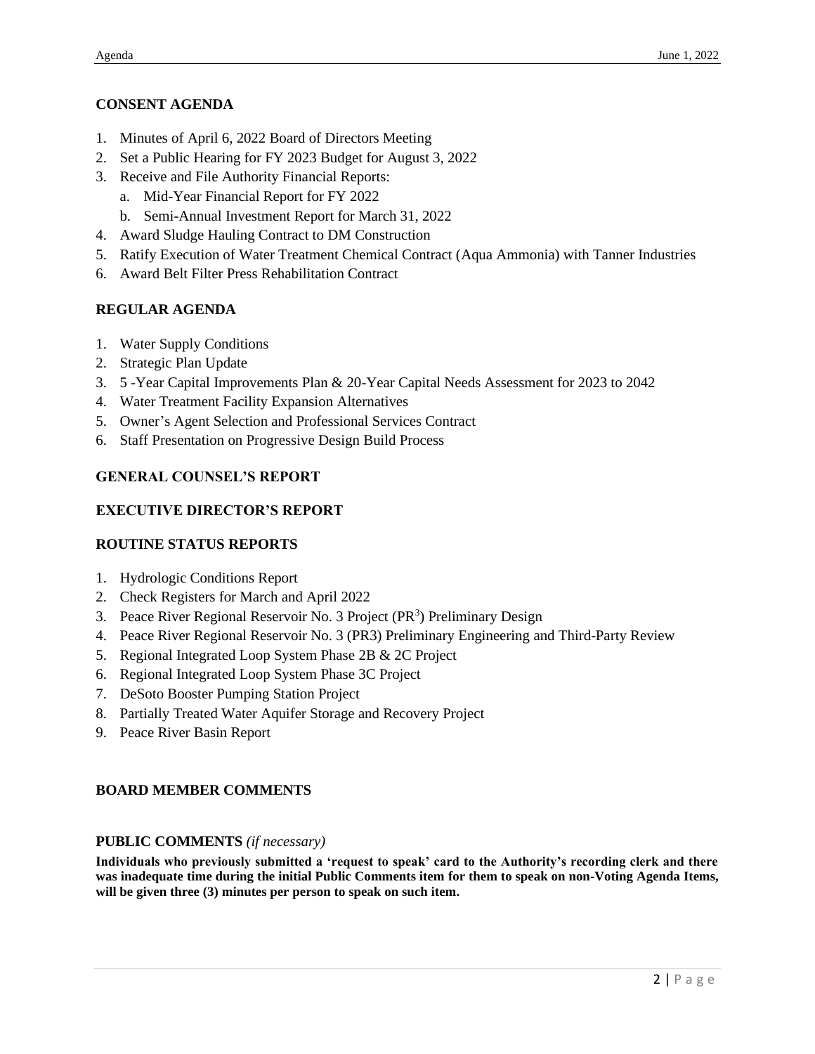## CONSENT AGENDA

1. Minutes of April 6, 2022 Board of Directors Meeting
2. Set a Public Hearing for FY 2023 Budget for August 3, 2022
3. Receive and File Authority Financial Reports:
   a. Mid-Year Financial Report for FY 2022
   b. Semi-Annual Investment Report for March 31, 2022
4. Award Sludge Hauling Contract to DM Construction
5. Ratify Execution of Water Treatment Chemical Contract (Aqua Ammonia) with Tanner Industries
6. Award Belt Filter Press Rehabilitation Contract

## REGULAR AGENDA

1. Water Supply Conditions
2. Strategic Plan Update
3. 5 -Year Capital Improvements Plan & 20-Year Capital Needs Assessment for 2023 to 2042
4. Water Treatment Facility Expansion Alternatives
5. Owner's Agent Selection and Professional Services Contract
6. Staff Presentation on Progressive Design Build Process

## GENERAL COUNSEL'S REPORT

## EXECUTIVE DIRECTOR'S REPORT

## ROUTINE STATUS REPORTS

1. Hydrologic Conditions Report
2. Check Registers for March and April 2022
3. Peace River Regional Reservoir No. 3 Project ($PR^3$) Preliminary Design
4. Peace River Regional Reservoir No. 3 (PR3) Preliminary Engineering and Third-Party Review
5. Regional Integrated Loop System Phase 2B & 2C Project
6. Regional Integrated Loop System Phase 3C Project
7. DeSoto Booster Pumping Station Project
8. Partially Treated Water Aquifer Storage and Recovery Project
9. Peace River Basin Report

## BOARD MEMBER COMMENTS

## PUBLIC COMMENTS *(if necessary)*

**Individuals who previously submitted a 'request to speak' card to the Authority's recording clerk and there was inadequate time during the initial Public Comments item for them to speak on non-Voting Agenda Items, will be given three (3) minutes per person to speak on such item.**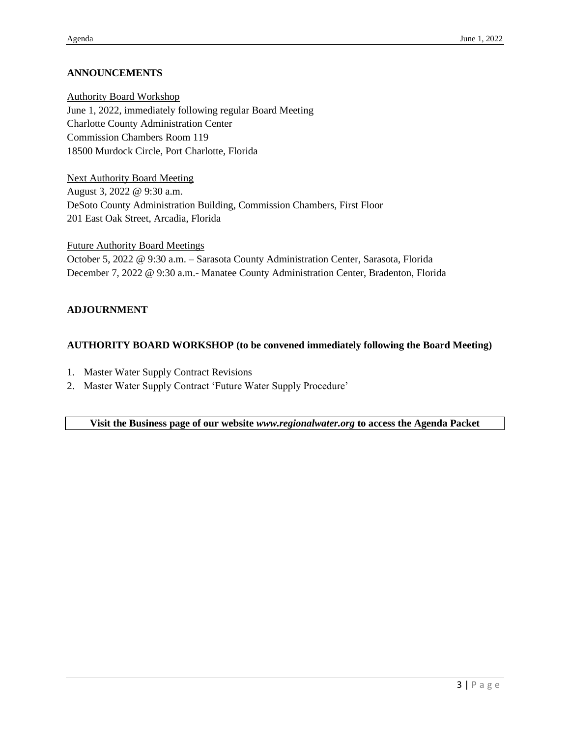## ANNOUNCEMENTS

Authority Board Workshop
June 1, 2022, immediately following regular Board Meeting
Charlotte County Administration Center
Commission Chambers Room 119
18500 Murdock Circle, Port Charlotte, Florida

Next Authority Board Meeting
August 3, 2022 @ 9:30 a.m.
DeSoto County Administration Building, Commission Chambers, First Floor
201 East Oak Street, Arcadia, Florida

Future Authority Board Meetings
October 5, 2022 @ 9:30 a.m. – Sarasota County Administration Center, Sarasota, Florida
December 7, 2022 @ 9:30 a.m.- Manatee County Administration Center, Bradenton, Florida

## ADJOURNMENT

## AUTHORITY BOARD WORKSHOP (to be convened immediately following the Board Meeting)

1. Master Water Supply Contract Revisions
2. Master Water Supply Contract 'Future Water Supply Procedure'

**Visit the Business page of our website *www.regionalwater.org* to access the Agenda Packet**